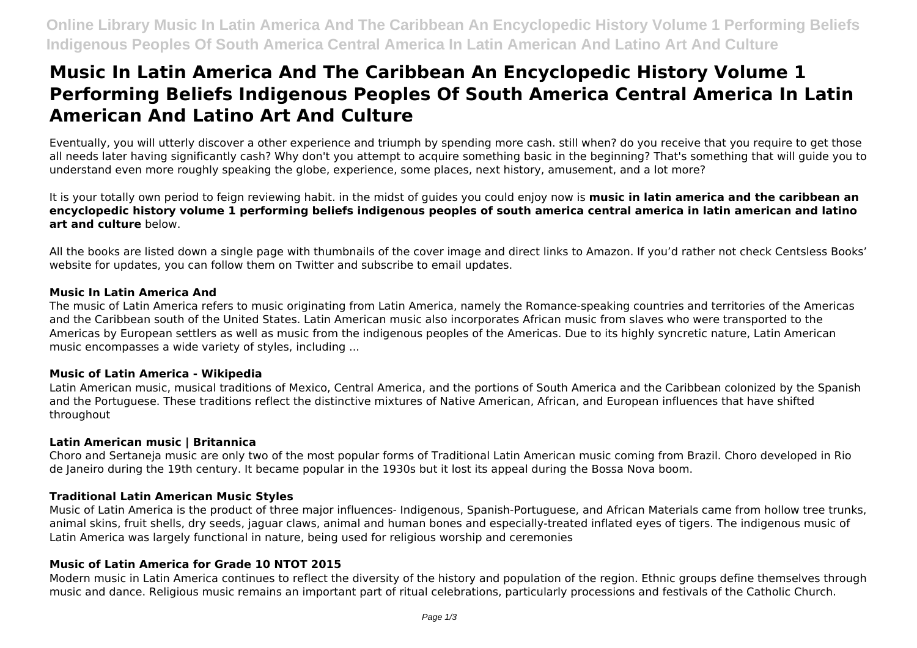# Music In Latin America And The Caribbean An Encyclopedic History Volume 1 Performing Beliefs Indigenous Peoples Of South America Central America In Latin American And Latino Art And Culture

Eventually, you will utterly discover a other experience and triumph by spending more cash. still when? do you receive that you require to get those all needs later having significantly cash? Why don't you attempt to acquire something basic in the beginning? That's something that will guide you to understand even more roughly speaking the globe, experience, some places, next history, amusement, and a lot more?

It is your totally own period to feign reviewing habit. in the midst of guides you could enjoy now is **music in latin america and the caribbean an encyclopedic history volume 1 performing beliefs indigenous peoples of south america central america in latin american and latino art and culture** below.

All the books are listed down a single page with thumbnails of the cover image and direct links to Amazon. If you'd rather not check Centsless Books' website for updates, you can follow them on Twitter and subscribe to email updates.

### Music In Latin America And

The music of Latin America refers to music originating from Latin America, namely the Romance-speaking countries and territories of the Americas and the Caribbean south of the United States. Latin American music also incorporates African music from slaves who were transported to the Americas by European settlers as well as music from the indigenous peoples of the Americas. Due to its highly syncretic nature, Latin American music encompasses a wide variety of styles, including ...

### Music of Latin America - Wikipedia

Latin American music, musical traditions of Mexico, Central America, and the portions of South America and the Caribbean colonized by the Spanish and the Portuguese. These traditions reflect the distinctive mixtures of Native American, African, and European influences that have shifted throughout

### Latin American music | Britannica

Choro and Sertaneja music are only two of the most popular forms of Traditional Latin American music coming from Brazil. Choro developed in Rio de Janeiro during the 19th century. It became popular in the 1930s but it lost its appeal during the Bossa Nova boom.

### Traditional Latin American Music Styles

Music of Latin America is the product of three major influences- Indigenous, Spanish-Portuguese, and African Materials came from hollow tree trunks, animal skins, fruit shells, dry seeds, jaguar claws, animal and human bones and especially-treated inflated eyes of tigers. The indigenous music of Latin America was largely functional in nature, being used for religious worship and ceremonies

### Music of Latin America for Grade 10 NTOT 2015

Modern music in Latin America continues to reflect the diversity of the history and population of the region. Ethnic groups define themselves through music and dance. Religious music remains an important part of ritual celebrations, particularly processions and festivals of the Catholic Church.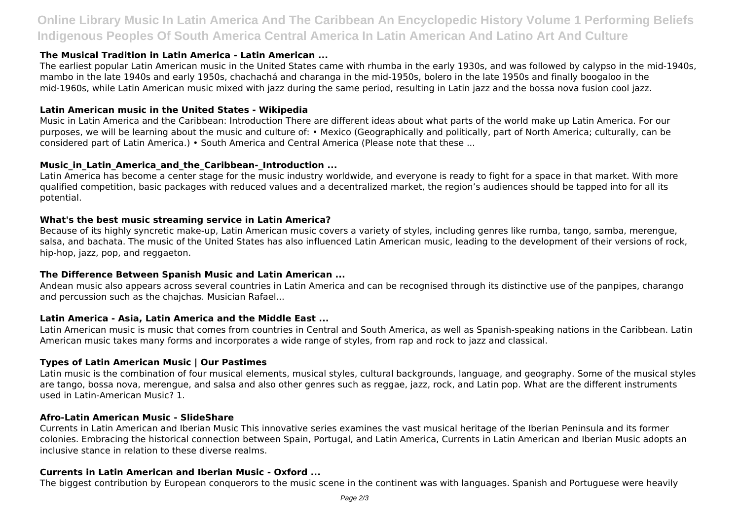### The Musical Tradition in Latin America - Latin American ...

The earliest popular Latin American music in the United States came with rhumba in the early 1930s, and was followed by calypso in the mid-1940s, mambo in the late 1940s and early 1950s, chachachá and charanga in the mid-1950s, bolero in the late 1950s and finally boogaloo in the mid-1960s, while Latin American music mixed with jazz during the same period, resulting in Latin jazz and the bossa nova fusion cool jazz.

### Latin American music in the United States - Wikipedia

Music in Latin America and the Caribbean: Introduction There are different ideas about what parts of the world make up Latin America. For our purposes, we will be learning about the music and culture of: • Mexico (Geographically and politically, part of North America; culturally, can be considered part of Latin America.) • South America and Central America (Please note that these ...

### Music_in_Latin_America_and_the_Caribbean-_Introduction ...

Latin America has become a center stage for the music industry worldwide, and everyone is ready to fight for a space in that market. With more qualified competition, basic packages with reduced values and a decentralized market, the region's audiences should be tapped into for all its potential.

### What's the best music streaming service in Latin America?

Because of its highly syncretic make-up, Latin American music covers a variety of styles, including genres like rumba, tango, samba, merengue, salsa, and bachata. The music of the United States has also influenced Latin American music, leading to the development of their versions of rock, hip-hop, jazz, pop, and reggaeton.

### The Difference Between Spanish Music and Latin American ...

Andean music also appears across several countries in Latin America and can be recognised through its distinctive use of the panpipes, charango and percussion such as the chajchas. Musician Rafael...

### Latin America - Asia, Latin America and the Middle East ...

Latin American music is music that comes from countries in Central and South America, as well as Spanish-speaking nations in the Caribbean. Latin American music takes many forms and incorporates a wide range of styles, from rap and rock to jazz and classical.

### Types of Latin American Music | Our Pastimes

Latin music is the combination of four musical elements, musical styles, cultural backgrounds, language, and geography. Some of the musical styles are tango, bossa nova, merengue, and salsa and also other genres such as reggae, jazz, rock, and Latin pop. What are the different instruments used in Latin-American Music? 1.

### Afro-Latin American Music - SlideShare

Currents in Latin American and Iberian Music This innovative series examines the vast musical heritage of the Iberian Peninsula and its former colonies. Embracing the historical connection between Spain, Portugal, and Latin America, Currents in Latin American and Iberian Music adopts an inclusive stance in relation to these diverse realms.

### Currents in Latin American and Iberian Music - Oxford ...

The biggest contribution by European conquerors to the music scene in the continent was with languages. Spanish and Portuguese were heavily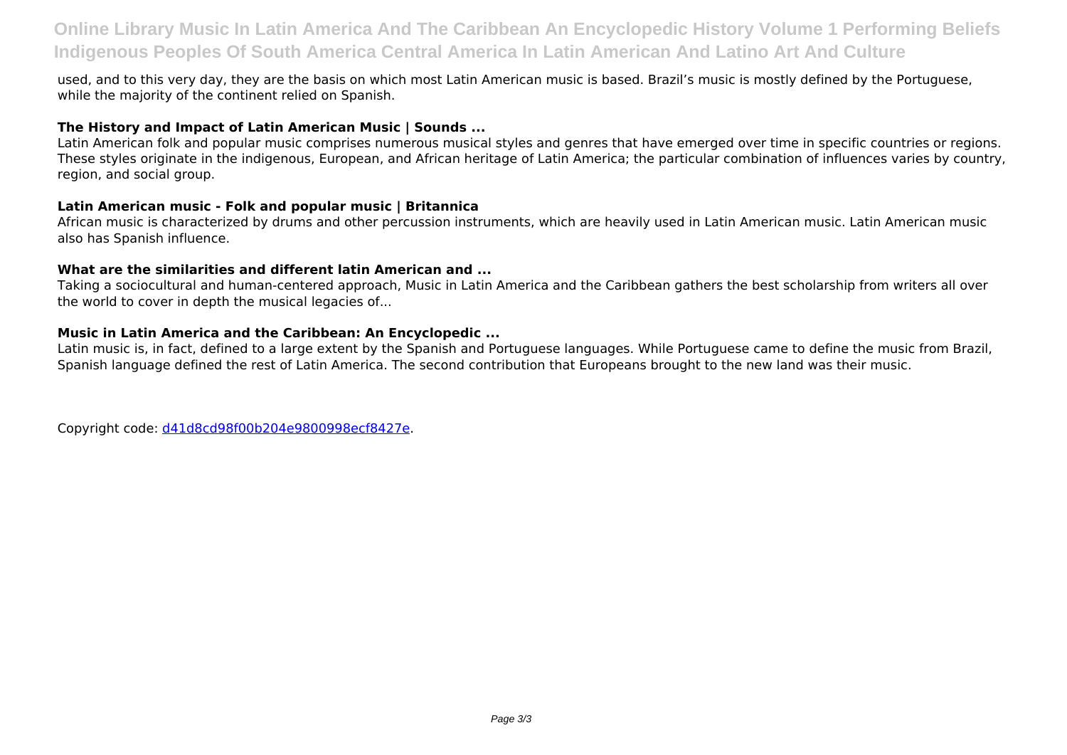used, and to this very day, they are the basis on which most Latin American music is based. Brazil's music is mostly defined by the Portuguese, while the majority of the continent relied on Spanish.

**The History and Impact of Latin American Music | Sounds ...**

Latin American folk and popular music comprises numerous musical styles and genres that have emerged over time in specific countries or regions. These styles originate in the indigenous, European, and African heritage of Latin America; the particular combination of influences varies by country, region, and social group.

**Latin American music - Folk and popular music | Britannica**

African music is characterized by drums and other percussion instruments, which are heavily used in Latin American music. Latin American music also has Spanish influence.

**What are the similarities and different latin American and ...**

Taking a sociocultural and human-centered approach, Music in Latin America and the Caribbean gathers the best scholarship from writers all over the world to cover in depth the musical legacies of...

**Music in Latin America and the Caribbean: An Encyclopedic ...**

Latin music is, in fact, defined to a large extent by the Spanish and Portuguese languages. While Portuguese came to define the music from Brazil, Spanish language defined the rest of Latin America. The second contribution that Europeans brought to the new land was their music.

Copyright code: d41d8cd98f00b204e9800998ecf8427e.